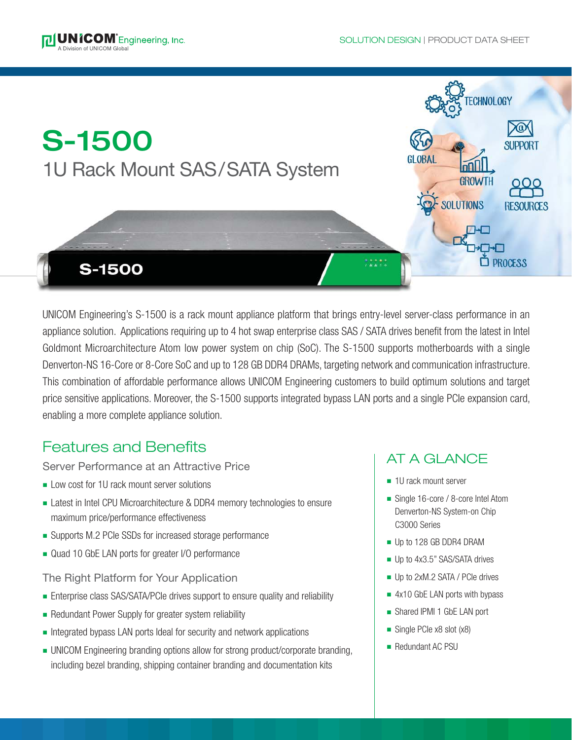# S-1500

## 1U Rack Mount SAS/SATA System

UNICOM Engineering's S-1500 is a rack mount appliance platform that brings entry-level server-class performance in an appliance solution. Applications requiring up to 4 hot swap enterprise class SAS / SATA drives benefit from the latest in Intel Goldmont Microarchitecture Atom low power system on chip (SoC). The S-1500 supports motherboards with a single Denverton-NS 16-Core or 8-Core SoC and up to 128 GB DDR4 DRAMs, targeting network and communication infrastructure. This combination of affordable performance allows UNICOM Engineering customers to build optimum solutions and target price sensitive applications. Moreover, the S-1500 supports integrated bypass LAN ports and a single PCIe expansion card, enabling a more complete appliance solution.

## Features and Benefits

### Server Performance at an Attractive Price

- Low cost for 1U rack mount server solutions
- Latest in Intel CPU Microarchitecture & DDR4 memory technologies to ensure maximum price/performance effectiveness
- Supports M.2 PCIe SSDs for increased storage performance
- Quad 10 GbE LAN ports for greater I/O performance

### The Right Platform for Your Application

- Enterprise class SAS/SATA/PCIe drives support to ensure quality and reliability
- Redundant Power Supply for greater system reliability
- Integrated bypass LAN ports Ideal for security and network applications
- UNICOM Engineering branding options allow for strong product/corporate branding, including bezel branding, shipping container branding and documentation kits

## AT A GLANCE

- 1U rack mount server
- Single 16-core / 8-core Intel Atom Denverton-NS System-on Chip C3000 Series
- Up to 128 GB DDR4 DRAM
- Up to 4x3.5" SAS/SATA drives
- Up to 2xM.2 SATA / PCIe drives
- 4x10 GbE LAN ports with bypass
- Shared IPMI 1 GbE LAN port
- Single PCIe x8 slot (x8)
- Redundant AC PSU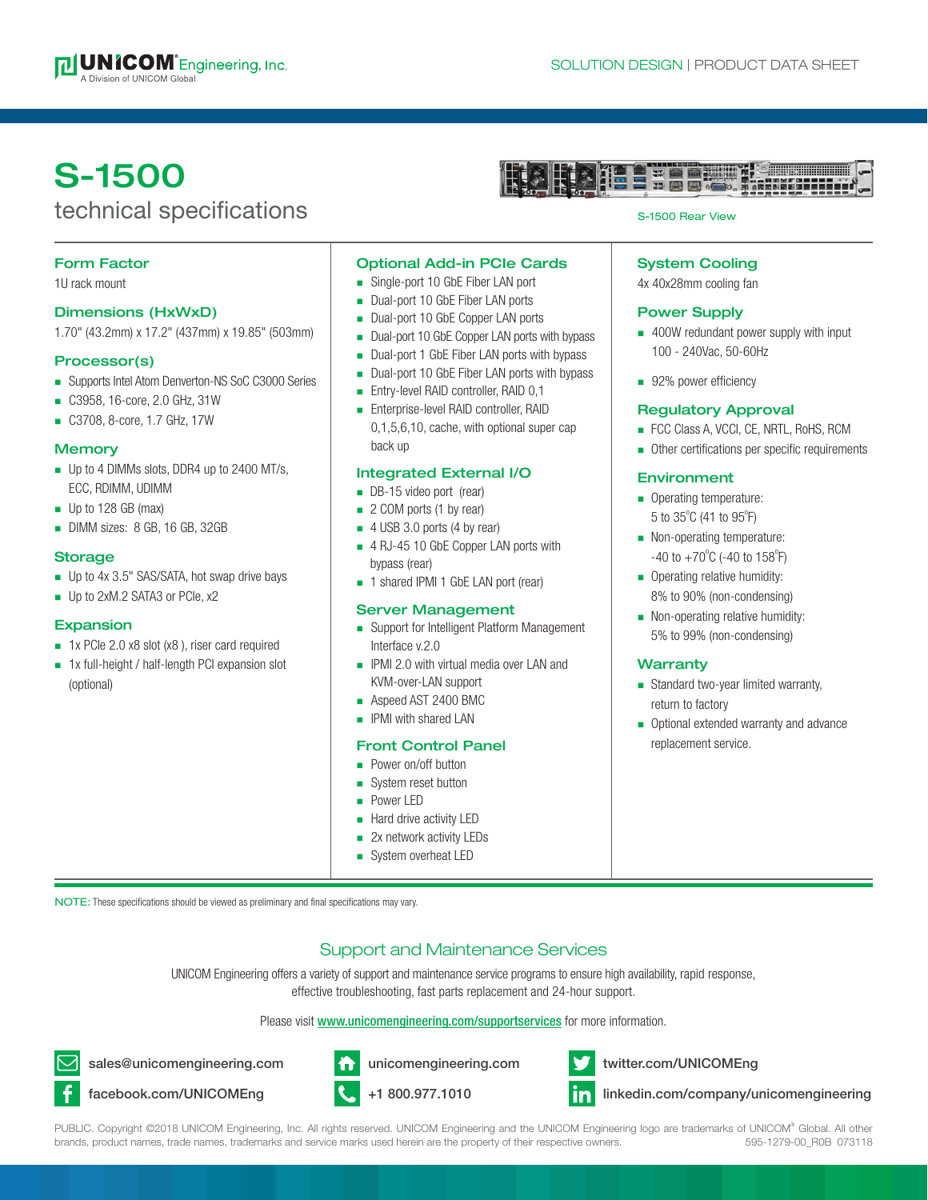UNICOM Engineering, Inc. — A Division of UNICOM Global

SOLUTION DESIGN | PRODUCT DATA SHEET

# S-1500

## technical specifications

S-1500 Rear View

### Form Factor

1U rack mount

### Dimensions (HxWxD)

1.70" (43.2mm) x 17.2" (437mm) x 19.85" (503mm)

### Processor(s)

- Supports Intel Atom Denverton-NS SoC C3000 Series
- C3958, 16-core, 2.0 GHz, 31W
- C3708, 8-core, 1.7 GHz, 17W

### Memory

- Up to 4 DIMMs slots, DDR4 up to 2400 MT/s, ECC, RDIMM, UDIMM
- Up to 128 GB (max)
- DIMM sizes: 8 GB, 16 GB, 32GB

### Storage

- Up to 4x 3.5" SAS/SATA, hot swap drive bays
- Up to 2xM.2 SATA3 or PCIe, x2

### Expansion

- 1x PCIe 2.0 x8 slot (x8 ), riser card required
- 1x full-height / half-length PCI expansion slot (optional)

### Optional Add-in PCIe Cards

- Single-port 10 GbE Fiber LAN port
- Dual-port 10 GbE Fiber LAN ports
- Dual-port 10 GbE Copper LAN ports
- Dual-port 10 GbE Copper LAN ports with bypass
- Dual-port 1 GbE Fiber LAN ports with bypass
- Dual-port 10 GbE Fiber LAN ports with bypass
- Entry-level RAID controller, RAID 0,1
- Enterprise-level RAID controller, RAID 0,1,5,6,10, cache, with optional super cap back up

### Integrated External I/O

- DB-15 video port (rear)
- 2 COM ports (1 by rear)
- 4 USB 3.0 ports (4 by rear)
- 4 RJ-45 10 GbE Copper LAN ports with bypass (rear)
- 1 shared IPMI 1 GbE LAN port (rear)

### Server Management

- Support for Intelligent Platform Management Interface v.2.0
- IPMI 2.0 with virtual media over LAN and KVM-over-LAN support
- Aspeed AST 2400 BMC
- IPMI with shared LAN

### Front Control Panel

- Power on/off button
- System reset button
- Power LED
- Hard drive activity LED
- 2x network activity LEDs
- System overheat LED

### System Cooling

4x 40x28mm cooling fan

### Power Supply

- 400W redundant power supply with input 100 - 240Vac, 50-60Hz
- 92% power efficiency

### Regulatory Approval

- FCC Class A, VCCI, CE, NRTL, RoHS, RCM
- Other certifications per specific requirements

### Environment

- Operating temperature: 5 to 35°C (41 to 95°F)
- Non-operating temperature: -40 to +70°C (-40 to 158°F)
- Operating relative humidity: 8% to 90% (non-condensing)
- Non-operating relative humidity: 5% to 99% (non-condensing)

### Warranty

- Standard two-year limited warranty, return to factory
- Optional extended warranty and advance replacement service.

NOTE: These specifications should be viewed as preliminary and final specifications may vary.

## Support and Maintenance Services

UNICOM Engineering offers a variety of support and maintenance service programs to ensure high availability, rapid response, effective troubleshooting, fast parts replacement and 24-hour support.

Please visit www.unicomengineering.com/supportservices for more information.

sales@unicomengineering.com

unicomengineering.com

twitter.com/UNICOMEng

facebook.com/UNICOMEng

+1 800.977.1010

linkedin.com/company/unicomengineering

PUBLIC. Copyright ©2018 UNICOM Engineering, Inc. All rights reserved. UNICOM Engineering and the UNICOM Engineering logo are trademarks of UNICOM® Global. All other brands, product names, trade names, trademarks and service marks used herein are the property of their respective owners. 595-1279-00_R0B 073118